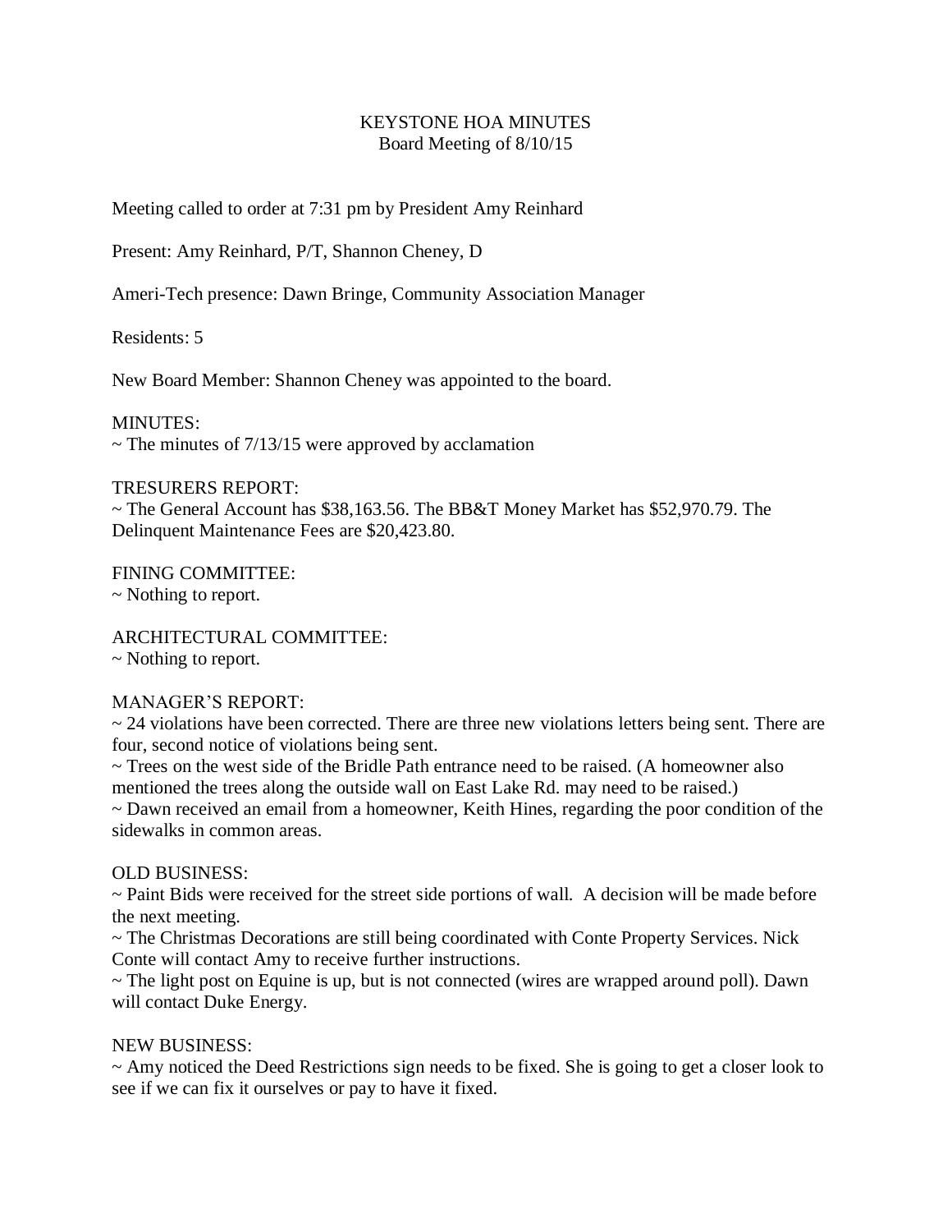# KEYSTONE HOA MINUTES

## Board Meeting of 8/10/15

Meeting called to order at 7:31 pm by President Amy Reinhard

Present: Amy Reinhard, P/T, Shannon Cheney, D

Ameri-Tech presence: Dawn Bringe, Community Association Manager

Residents: 5

New Board Member: Shannon Cheney was appointed to the board.

MINUTES:
~ The minutes of 7/13/15 were approved by acclamation

TRESURERS REPORT:
~ The General Account has $38,163.56. The BB&T Money Market has $52,970.79. The Delinquent Maintenance Fees are $20,423.80.

FINING COMMITTEE:
~ Nothing to report.

ARCHITECTURAL COMMITTEE:
~ Nothing to report.

MANAGER'S REPORT:
~ 24 violations have been corrected. There are three new violations letters being sent. There are four, second notice of violations being sent.
~ Trees on the west side of the Bridle Path entrance need to be raised. (A homeowner also mentioned the trees along the outside wall on East Lake Rd. may need to be raised.)
~ Dawn received an email from a homeowner, Keith Hines, regarding the poor condition of the sidewalks in common areas.

OLD BUSINESS:
~ Paint Bids were received for the street side portions of wall. A decision will be made before the next meeting.
~ The Christmas Decorations are still being coordinated with Conte Property Services. Nick Conte will contact Amy to receive further instructions.
~ The light post on Equine is up, but is not connected (wires are wrapped around poll). Dawn will contact Duke Energy.

NEW BUSINESS:
~ Amy noticed the Deed Restrictions sign needs to be fixed. She is going to get a closer look to see if we can fix it ourselves or pay to have it fixed.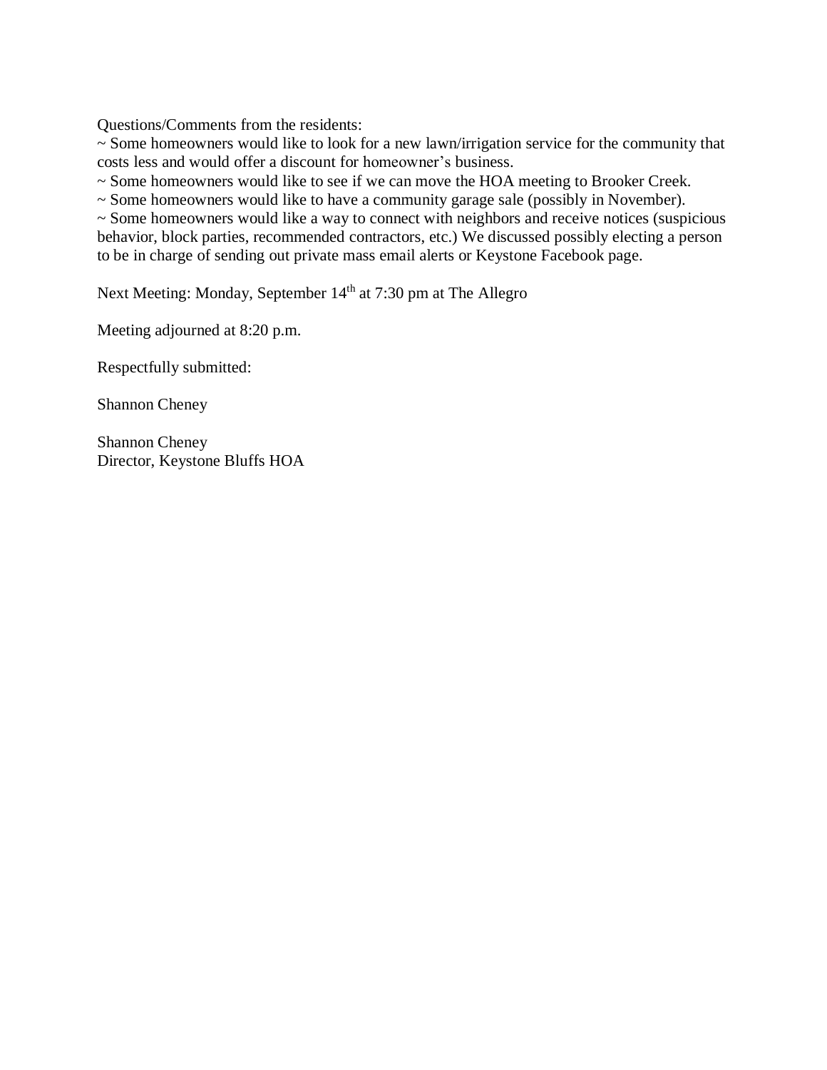Questions/Comments from the residents:

~ Some homeowners would like to look for a new lawn/irrigation service for the community that costs less and would offer a discount for homeowner's business.
~ Some homeowners would like to see if we can move the HOA meeting to Brooker Creek.
~ Some homeowners would like to have a community garage sale (possibly in November).
~ Some homeowners would like a way to connect with neighbors and receive notices (suspicious behavior, block parties, recommended contractors, etc.) We discussed possibly electing a person to be in charge of sending out private mass email alerts or Keystone Facebook page.

Next Meeting: Monday, September 14th at 7:30 pm at The Allegro

Meeting adjourned at 8:20 p.m.

Respectfully submitted:

Shannon Cheney

Shannon Cheney
Director, Keystone Bluffs HOA